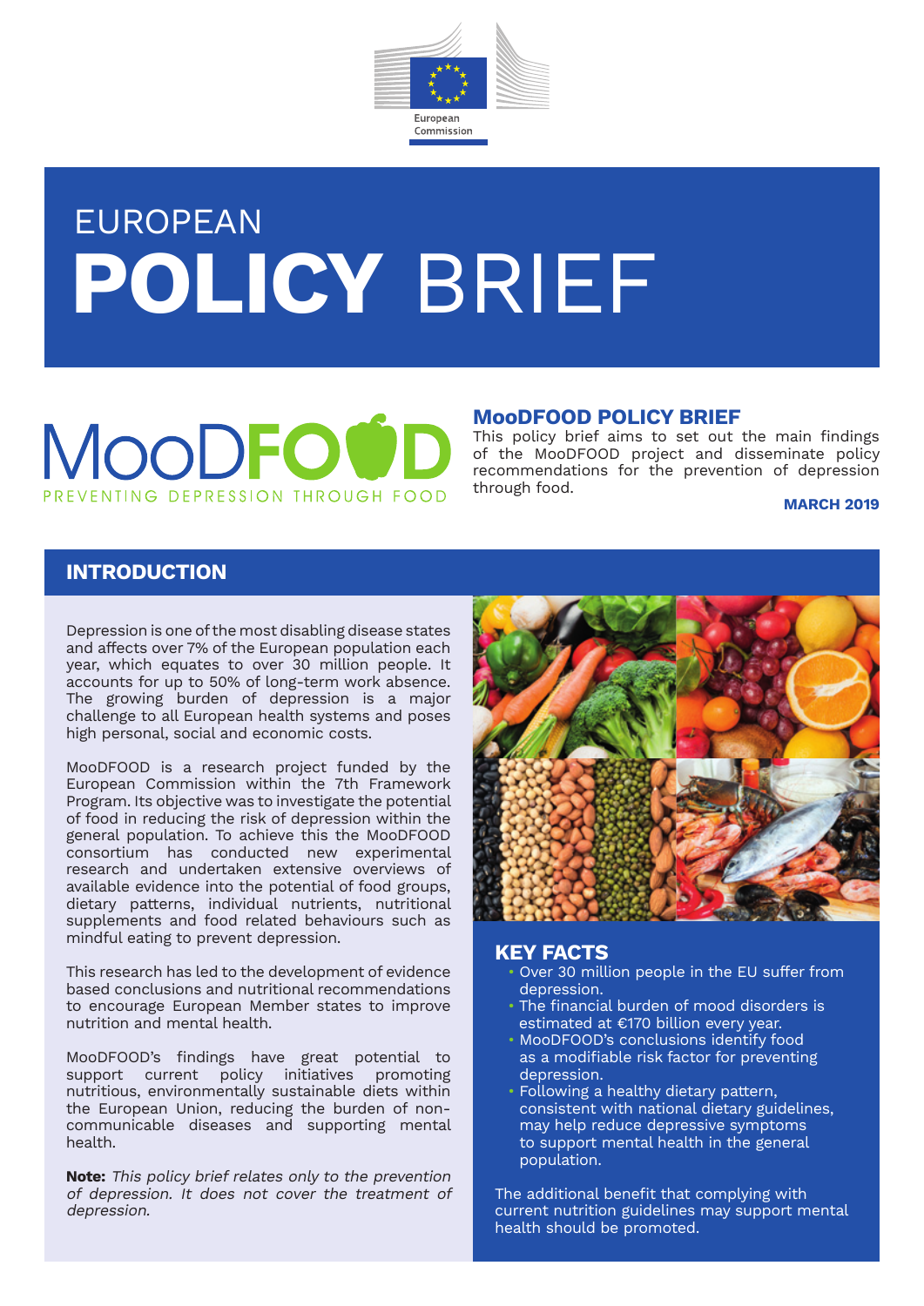European Commission

# EUROPEAN **POLICY** BRIEF

MooDFOOD

PREVENTING DEPRESSION THROUGH FOOD

## MooDFOOD POLICY BRIEF

This policy brief aims to set out the main findings of the MooDFOOD project and disseminate policy recommendations for the prevention of depression through food.

**MARCH 2019**

## INTRODUCTION

Depression is one of the most disabling disease states and affects over 7% of the European population each year, which equates to over 30 million people. It accounts for up to 50% of long-term work absence. The growing burden of depression is a major challenge to all European health systems and poses high personal, social and economic costs.

MooDFOOD is a research project funded by the European Commission within the 7th Framework Program. Its objective was to investigate the potential of food in reducing the risk of depression within the general population. To achieve this the MooDFOOD consortium has conducted new experimental research and undertaken extensive overviews of available evidence into the potential of food groups, dietary patterns, individual nutrients, nutritional supplements and food related behaviours such as mindful eating to prevent depression.

This research has led to the development of evidence based conclusions and nutritional recommendations to encourage European Member states to improve nutrition and mental health.

MooDFOOD's findings have great potential to support current policy initiatives promoting nutritious, environmentally sustainable diets within the European Union, reducing the burden of non-communicable diseases and supporting mental health.

**Note:** *This policy brief relates only to the prevention of depression. It does not cover the treatment of depression.*

## KEY FACTS

- Over 30 million people in the EU suffer from depression.
- The financial burden of mood disorders is estimated at €170 billion every year.
- MooDFOOD's conclusions identify food as a modifiable risk factor for preventing depression.
- Following a healthy dietary pattern, consistent with national dietary guidelines, may help reduce depressive symptoms to support mental health in the general population.

The additional benefit that complying with current nutrition guidelines may support mental health should be promoted.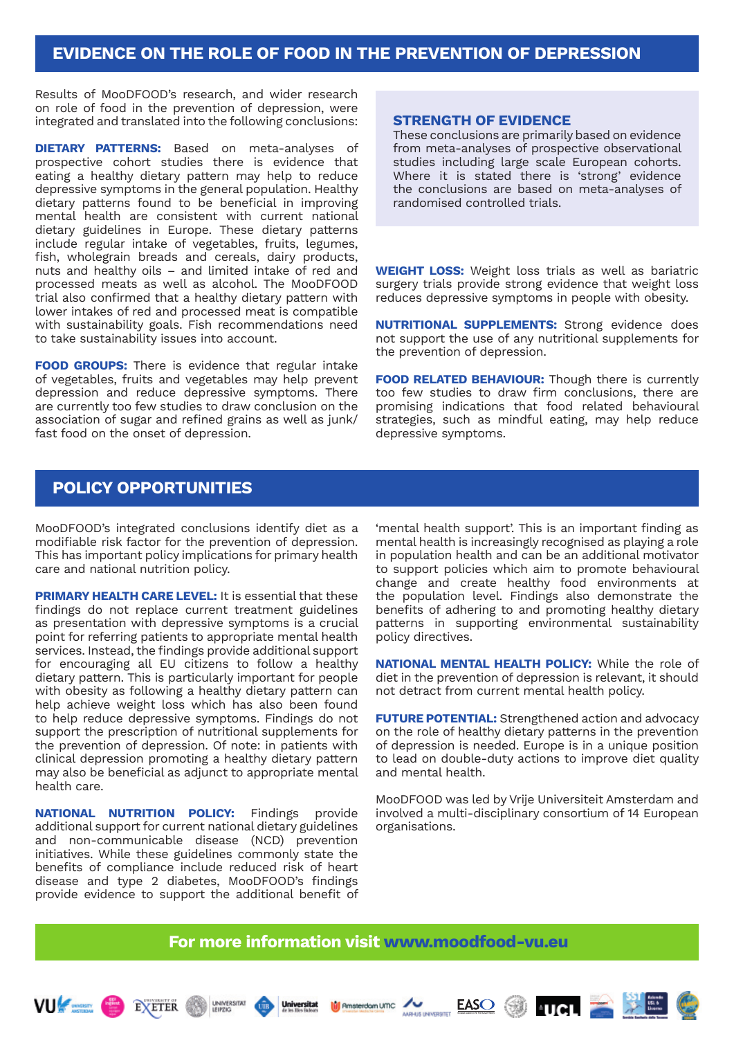## EVIDENCE ON THE ROLE OF FOOD IN THE PREVENTION OF DEPRESSION

Results of MooDFOOD's research, and wider research on role of food in the prevention of depression, were integrated and translated into the following conclusions:

**DIETARY PATTERNS:** Based on meta-analyses of prospective cohort studies there is evidence that eating a healthy dietary pattern may help to reduce depressive symptoms in the general population. Healthy dietary patterns found to be beneficial in improving mental health are consistent with current national dietary guidelines in Europe. These dietary patterns include regular intake of vegetables, fruits, legumes, fish, wholegrain breads and cereals, dairy products, nuts and healthy oils – and limited intake of red and processed meats as well as alcohol. The MooDFOOD trial also confirmed that a healthy dietary pattern with lower intakes of red and processed meat is compatible with sustainability goals. Fish recommendations need to take sustainability issues into account.

**FOOD GROUPS:** There is evidence that regular intake of vegetables, fruits and vegetables may help prevent depression and reduce depressive symptoms. There are currently too few studies to draw conclusion on the association of sugar and refined grains as well as junk/fast food on the onset of depression.

### STRENGTH OF EVIDENCE

These conclusions are primarily based on evidence from meta-analyses of prospective observational studies including large scale European cohorts. Where it is stated there is 'strong' evidence the conclusions are based on meta-analyses of randomised controlled trials.

**WEIGHT LOSS:** Weight loss trials as well as bariatric surgery trials provide strong evidence that weight loss reduces depressive symptoms in people with obesity.

**NUTRITIONAL SUPPLEMENTS:** Strong evidence does not support the use of any nutritional supplements for the prevention of depression.

**FOOD RELATED BEHAVIOUR:** Though there is currently too few studies to draw firm conclusions, there are promising indications that food related behavioural strategies, such as mindful eating, may help reduce depressive symptoms.

## POLICY OPPORTUNITIES

MooDFOOD's integrated conclusions identify diet as a modifiable risk factor for the prevention of depression. This has important policy implications for primary health care and national nutrition policy.

**PRIMARY HEALTH CARE LEVEL:** It is essential that these findings do not replace current treatment guidelines as presentation with depressive symptoms is a crucial point for referring patients to appropriate mental health services. Instead, the findings provide additional support for encouraging all EU citizens to follow a healthy dietary pattern. This is particularly important for people with obesity as following a healthy dietary pattern can help achieve weight loss which has also been found to help reduce depressive symptoms. Findings do not support the prescription of nutritional supplements for the prevention of depression. Of note: in patients with clinical depression promoting a healthy dietary pattern may also be beneficial as adjunct to appropriate mental health care.

**NATIONAL NUTRITION POLICY:** Findings provide additional support for current national dietary guidelines and non-communicable disease (NCD) prevention initiatives. While these guidelines commonly state the benefits of compliance include reduced risk of heart disease and type 2 diabetes, MooDFOOD's findings provide evidence to support the additional benefit of 'mental health support'. This is an important finding as mental health is increasingly recognised as playing a role in population health and can be an additional motivator to support policies which aim to promote behavioural change and create healthy food environments at the population level. Findings also demonstrate the benefits of adhering to and promoting healthy dietary patterns in supporting environmental sustainability policy directives.

**NATIONAL MENTAL HEALTH POLICY:** While the role of diet in the prevention of depression is relevant, it should not detract from current mental health policy.

**FUTURE POTENTIAL:** Strengthened action and advocacy on the role of healthy dietary patterns in the prevention of depression is needed. Europe is in a unique position to lead on double-duty actions to improve diet quality and mental health.

MooDFOOD was led by Vrije Universiteit Amsterdam and involved a multi-disciplinary consortium of 14 European organisations.

**For more information visit www.moodfood-vu.eu**